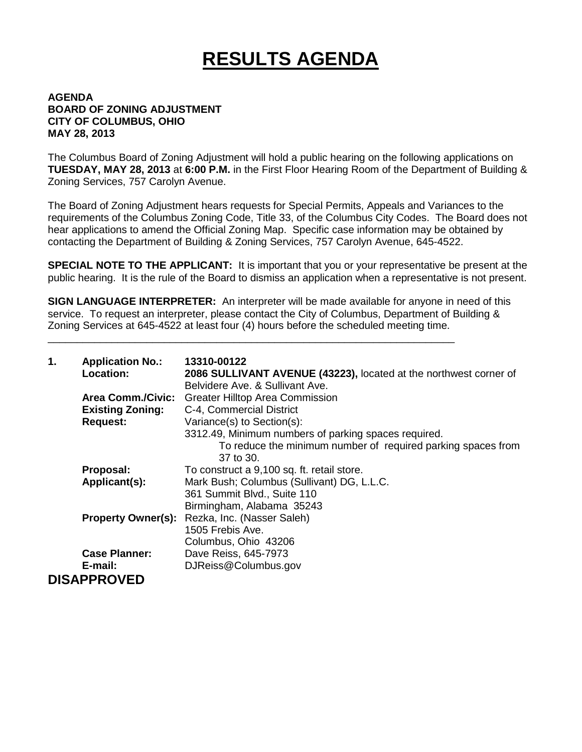# RESULTS AGENDA

**AGENDA**
**BOARD OF ZONING ADJUSTMENT**
**CITY OF COLUMBUS, OHIO**
**MAY 28, 2013**

The Columbus Board of Zoning Adjustment will hold a public hearing on the following applications on **TUESDAY, MAY 28, 2013** at **6:00 P.M.** in the First Floor Hearing Room of the Department of Building & Zoning Services, 757 Carolyn Avenue.

The Board of Zoning Adjustment hears requests for Special Permits, Appeals and Variances to the requirements of the Columbus Zoning Code, Title 33, of the Columbus City Codes. The Board does not hear applications to amend the Official Zoning Map. Specific case information may be obtained by contacting the Department of Building & Zoning Services, 757 Carolyn Avenue, 645-4522.

**SPECIAL NOTE TO THE APPLICANT:** It is important that you or your representative be present at the public hearing. It is the rule of the Board to dismiss an application when a representative is not present.

**SIGN LANGUAGE INTERPRETER:** An interpreter will be made available for anyone in need of this service. To request an interpreter, please contact the City of Columbus, Department of Building & Zoning Services at 645-4522 at least four (4) hours before the scheduled meeting time.

---

**1. Application No.:** **13310-00122**

**Location:** **2086 SULLIVANT AVENUE (43223),** located at the northwest corner of Belvidere Ave. & Sullivant Ave.

**Area Comm./Civic:** Greater Hilltop Area Commission

**Existing Zoning:** C-4, Commercial District

**Request:** Variance(s) to Section(s):
3312.49, Minimum numbers of parking spaces required.
To reduce the minimum number of required parking spaces from 37 to 30.

**Proposal:** To construct a 9,100 sq. ft. retail store.

**Applicant(s):** Mark Bush; Columbus (Sullivant) DG, L.L.C.
361 Summit Blvd., Suite 110
Birmingham, Alabama 35243

**Property Owner(s):** Rezka, Inc. (Nasser Saleh)
1505 Frebis Ave.
Columbus, Ohio 43206

**Case Planner:** Dave Reiss, 645-7973

**E-mail:** DJReiss@Columbus.gov

## DISAPPROVED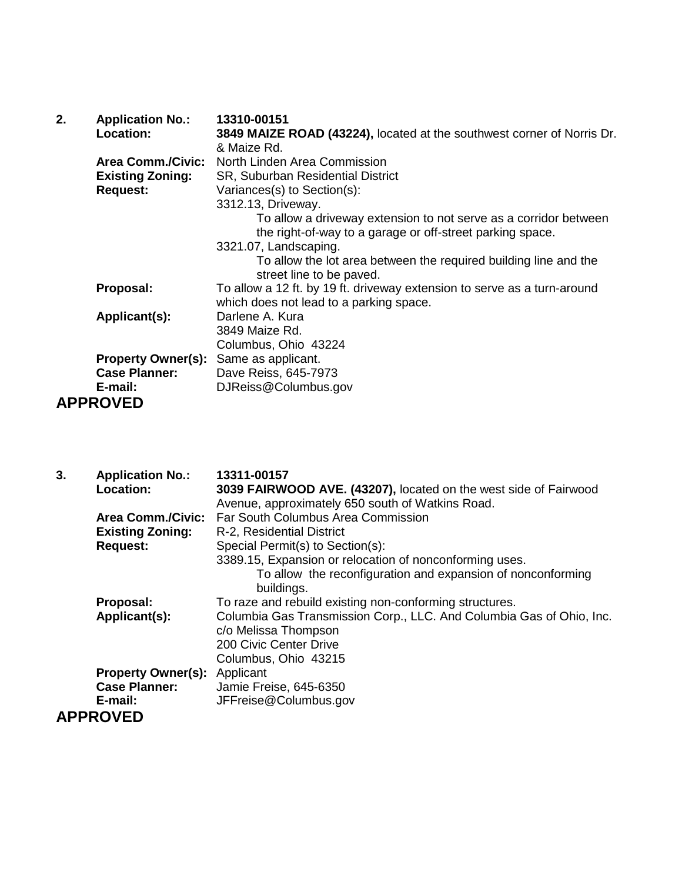**2.** **Application No.:** **13310-00151**

**Location:** **3849 MAIZE ROAD (43224),** located at the southwest corner of Norris Dr. & Maize Rd.

**Area Comm./Civic:** North Linden Area Commission

**Existing Zoning:** SR, Suburban Residential District

**Request:** Variances(s) to Section(s):

3312.13, Driveway.

To allow a driveway extension to not serve as a corridor between the right-of-way to a garage or off-street parking space.

3321.07, Landscaping.

To allow the lot area between the required building line and the street line to be paved.

**Proposal:** To allow a 12 ft. by 19 ft. driveway extension to serve as a turn-around which does not lead to a parking space.

**Applicant(s):** Darlene A. Kura
3849 Maize Rd.
Columbus, Ohio 43224

**Property Owner(s):** Same as applicant.

**Case Planner:** Dave Reiss, 645-7973

**E-mail:** DJReiss@Columbus.gov

**APPROVED**

**3.** **Application No.:** **13311-00157**

**Location:** **3039 FAIRWOOD AVE. (43207),** located on the west side of Fairwood Avenue, approximately 650 south of Watkins Road.

**Area Comm./Civic:** Far South Columbus Area Commission

**Existing Zoning:** R-2, Residential District

**Request:** Special Permit(s) to Section(s):

3389.15, Expansion or relocation of nonconforming uses.

To allow the reconfiguration and expansion of nonconforming buildings.

**Proposal:** To raze and rebuild existing non-conforming structures.

**Applicant(s):** Columbia Gas Transmission Corp., LLC. And Columbia Gas of Ohio, Inc.
c/o Melissa Thompson
200 Civic Center Drive
Columbus, Ohio 43215

**Property Owner(s):** Applicant

**Case Planner:** Jamie Freise, 645-6350

**E-mail:** JFFreise@Columbus.gov

**APPROVED**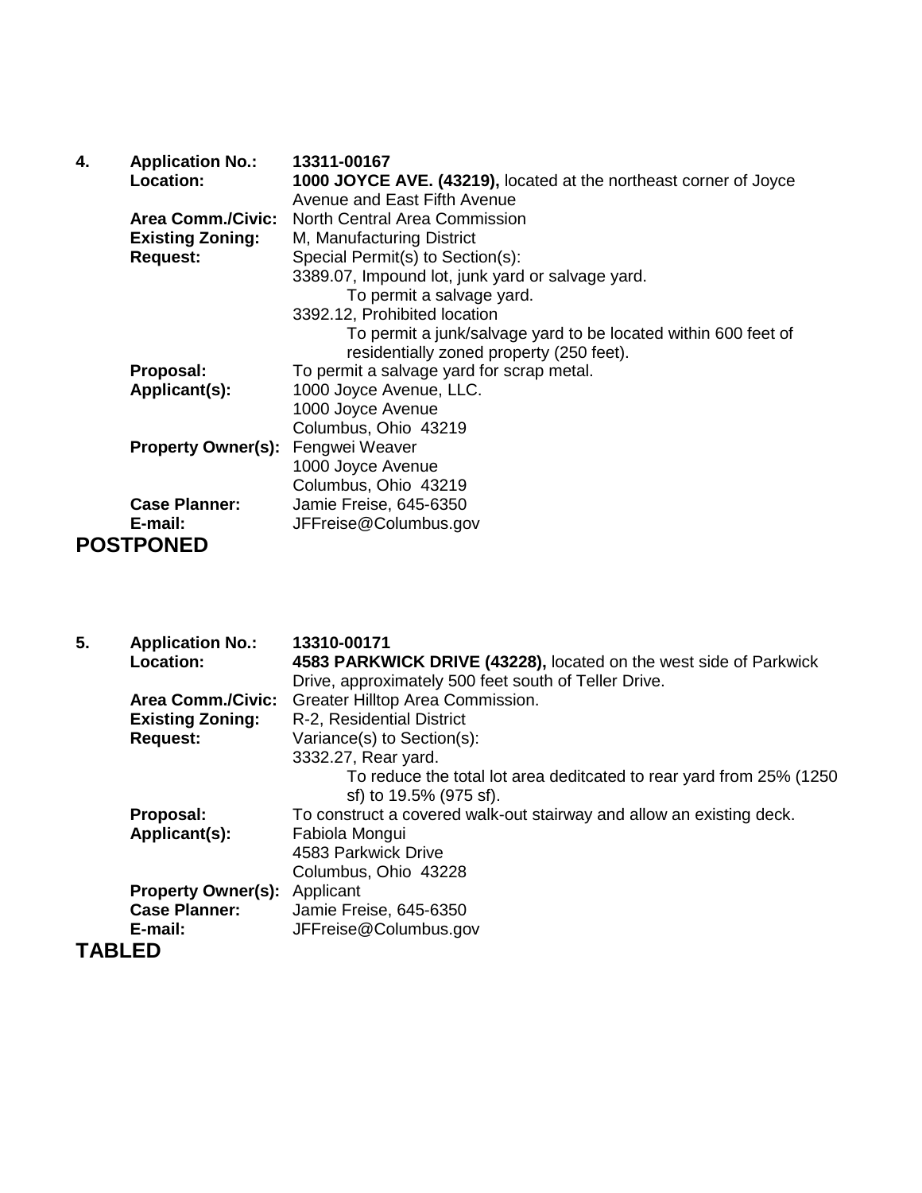**4. Application No.:** **13311-00167**

**Location:** **1000 JOYCE AVE. (43219),** located at the northeast corner of Joyce Avenue and East Fifth Avenue

**Area Comm./Civic:** North Central Area Commission

**Existing Zoning:** M, Manufacturing District

**Request:** Special Permit(s) to Section(s):

3389.07, Impound lot, junk yard or salvage yard.
To permit a salvage yard.

3392.12, Prohibited location
To permit a junk/salvage yard to be located within 600 feet of residentially zoned property (250 feet).

**Proposal:** To permit a salvage yard for scrap metal.

**Applicant(s):** 1000 Joyce Avenue, LLC.
1000 Joyce Avenue
Columbus, Ohio 43219

**Property Owner(s):** Fengwei Weaver
1000 Joyce Avenue
Columbus, Ohio 43219

**Case Planner:** Jamie Freise, 645-6350

**E-mail:** JFFreise@Columbus.gov

**POSTPONED**

**5. Application No.:** **13310-00171**

**Location:** **4583 PARKWICK DRIVE (43228),** located on the west side of Parkwick Drive, approximately 500 feet south of Teller Drive.

**Area Comm./Civic:** Greater Hilltop Area Commission.

**Existing Zoning:** R-2, Residential District

**Request:** Variance(s) to Section(s):

3332.27, Rear yard.
To reduce the total lot area deditcated to rear yard from 25% (1250 sf) to 19.5% (975 sf).

**Proposal:** To construct a covered walk-out stairway and allow an existing deck.

**Applicant(s):** Fabiola Mongui
4583 Parkwick Drive
Columbus, Ohio 43228

**Property Owner(s):** Applicant

**Case Planner:** Jamie Freise, 645-6350

**E-mail:** JFFreise@Columbus.gov

**TABLED**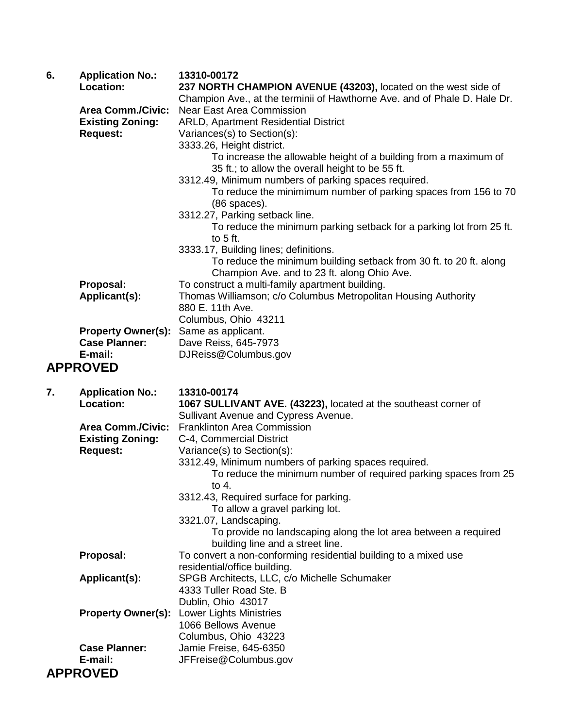**6.** **Application No.:** **13310-00172**

**Location:** **237 NORTH CHAMPION AVENUE (43203),** located on the west side of Champion Ave., at the terminii of Hawthorne Ave. and of Phale D. Hale Dr.

**Area Comm./Civic:** Near East Area Commission

**Existing Zoning:** ARLD, Apartment Residential District

**Request:** Variances(s) to Section(s):

3333.26, Height district.
To increase the allowable height of a building from a maximum of 35 ft.; to allow the overall height to be 55 ft.

3312.49, Minimum numbers of parking spaces required.
To reduce the minimimum number of parking spaces from 156 to 70 (86 spaces).

3312.27, Parking setback line.
To reduce the minimum parking setback for a parking lot from 25 ft. to 5 ft.

3333.17, Building lines; definitions.
To reduce the minimum building setback from 30 ft. to 20 ft. along Champion Ave. and to 23 ft. along Ohio Ave.

**Proposal:** To construct a multi-family apartment building.

**Applicant(s):** Thomas Williamson; c/o Columbus Metropolitan Housing Authority
880 E. 11th Ave.
Columbus, Ohio 43211

**Property Owner(s):** Same as applicant.

**Case Planner:** Dave Reiss, 645-7973

**E-mail:** DJReiss@Columbus.gov

## APPROVED

**7.** **Application No.:** **13310-00174**

**Location:** **1067 SULLIVANT AVE. (43223),** located at the southeast corner of Sullivant Avenue and Cypress Avenue.

**Area Comm./Civic:** Franklinton Area Commission

**Existing Zoning:** C-4, Commercial District

**Request:** Variance(s) to Section(s):

3312.49, Minimum numbers of parking spaces required.
To reduce the minimum number of required parking spaces from 25 to 4.

3312.43, Required surface for parking.
To allow a gravel parking lot.

3321.07, Landscaping.
To provide no landscaping along the lot area between a required building line and a street line.

**Proposal:** To convert a non-conforming residential building to a mixed use residential/office building.

**Applicant(s):** SPGB Architects, LLC, c/o Michelle Schumaker
4333 Tuller Road Ste. B
Dublin, Ohio 43017

**Property Owner(s):** Lower Lights Ministries
1066 Bellows Avenue
Columbus, Ohio 43223

**Case Planner:** Jamie Freise, 645-6350

**E-mail:** JFFreise@Columbus.gov

## APPROVED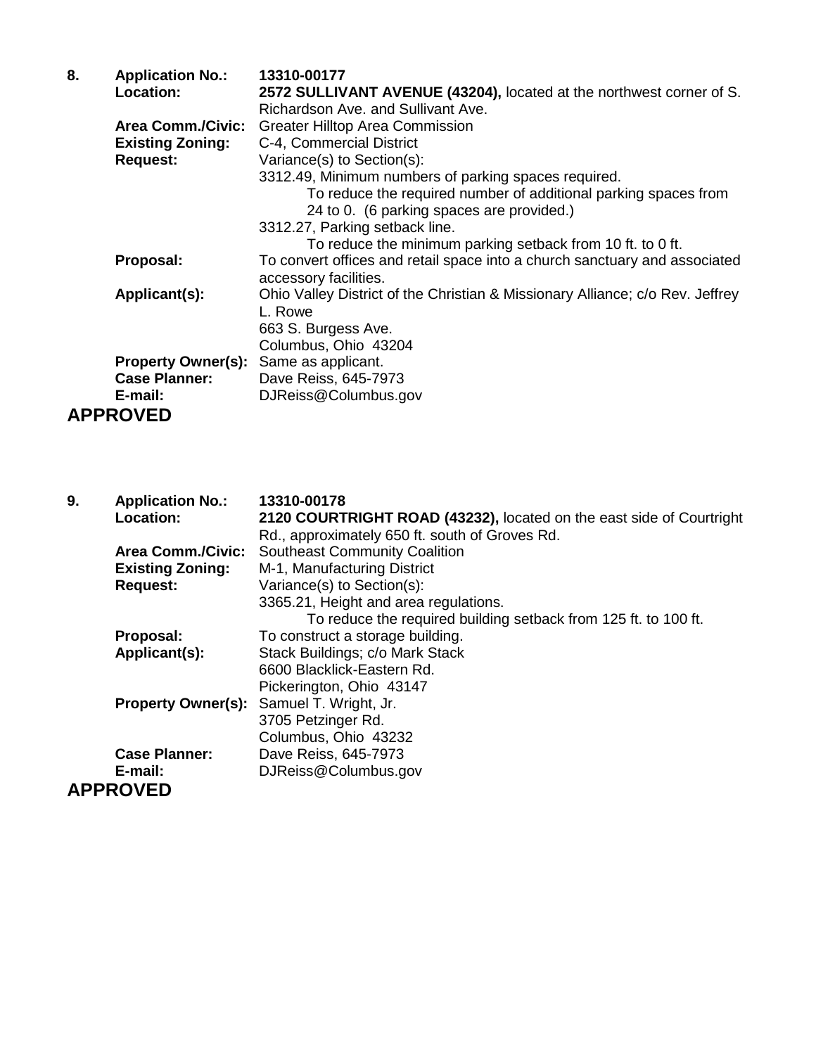**8.** **Application No.:** **13310-00177**

**Location:** **2572 SULLIVANT AVENUE (43204),** located at the northwest corner of S. Richardson Ave. and Sullivant Ave.

**Area Comm./Civic:** Greater Hilltop Area Commission

**Existing Zoning:** C-4, Commercial District

**Request:** Variance(s) to Section(s):

3312.49, Minimum numbers of parking spaces required.
To reduce the required number of additional parking spaces from 24 to 0. (6 parking spaces are provided.)

3312.27, Parking setback line.
To reduce the minimum parking setback from 10 ft. to 0 ft.

**Proposal:** To convert offices and retail space into a church sanctuary and associated accessory facilities.

**Applicant(s):** Ohio Valley District of the Christian & Missionary Alliance; c/o Rev. Jeffrey L. Rowe
663 S. Burgess Ave.
Columbus, Ohio 43204

**Property Owner(s):** Same as applicant.

**Case Planner:** Dave Reiss, 645-7973

**E-mail:** DJReiss@Columbus.gov

**APPROVED**

**9.** **Application No.:** **13310-00178**

**Location:** **2120 COURTRIGHT ROAD (43232),** located on the east side of Courtright Rd., approximately 650 ft. south of Groves Rd.

**Area Comm./Civic:** Southeast Community Coalition

**Existing Zoning:** M-1, Manufacturing District

**Request:** Variance(s) to Section(s):

3365.21, Height and area regulations.
To reduce the required building setback from 125 ft. to 100 ft.

**Proposal:** To construct a storage building.

**Applicant(s):** Stack Buildings; c/o Mark Stack
6600 Blacklick-Eastern Rd.
Pickerington, Ohio 43147

**Property Owner(s):** Samuel T. Wright, Jr.
3705 Petzinger Rd.
Columbus, Ohio 43232

**Case Planner:** Dave Reiss, 645-7973

**E-mail:** DJReiss@Columbus.gov

**APPROVED**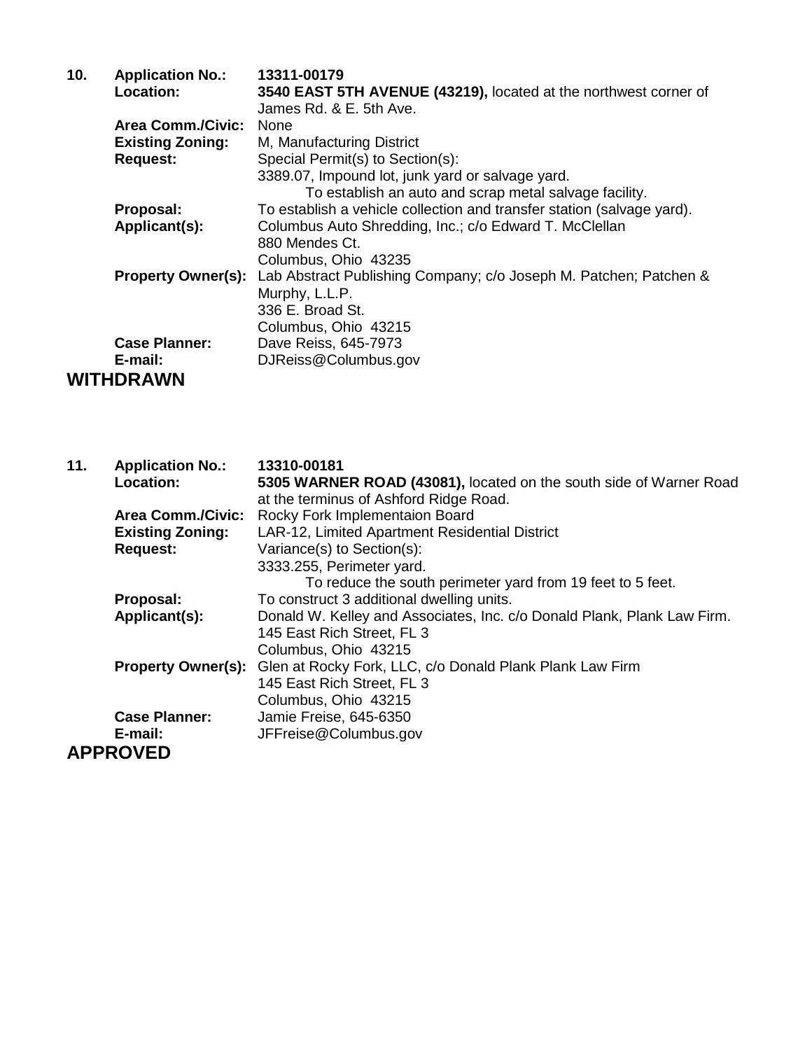**10.** **Application No.:** **13311-00179**

**Location:** **3540 EAST 5TH AVENUE (43219),** located at the northwest corner of James Rd. & E. 5th Ave.

**Area Comm./Civic:** None

**Existing Zoning:** M, Manufacturing District

**Request:** Special Permit(s) to Section(s):
3389.07, Impound lot, junk yard or salvage yard.
To establish an auto and scrap metal salvage facility.

**Proposal:** To establish a vehicle collection and transfer station (salvage yard).

**Applicant(s):** Columbus Auto Shredding, Inc.; c/o Edward T. McClellan
880 Mendes Ct.
Columbus, Ohio 43235

**Property Owner(s):** Lab Abstract Publishing Company; c/o Joseph M. Patchen; Patchen & Murphy, L.L.P.
336 E. Broad St.
Columbus, Ohio 43215

**Case Planner:** Dave Reiss, 645-7973

**E-mail:** DJReiss@Columbus.gov

## WITHDRAWN

**11.** **Application No.:** **13310-00181**

**Location:** **5305 WARNER ROAD (43081),** located on the south side of Warner Road at the terminus of Ashford Ridge Road.

**Area Comm./Civic:** Rocky Fork Implementaion Board

**Existing Zoning:** LAR-12, Limited Apartment Residential District

**Request:** Variance(s) to Section(s):
3333.255, Perimeter yard.
To reduce the south perimeter yard from 19 feet to 5 feet.

**Proposal:** To construct 3 additional dwelling units.

**Applicant(s):** Donald W. Kelley and Associates, Inc. c/o Donald Plank, Plank Law Firm.
145 East Rich Street, FL 3
Columbus, Ohio 43215

**Property Owner(s):** Glen at Rocky Fork, LLC, c/o Donald Plank Plank Law Firm
145 East Rich Street, FL 3
Columbus, Ohio 43215

**Case Planner:** Jamie Freise, 645-6350

**E-mail:** JFFreise@Columbus.gov

## APPROVED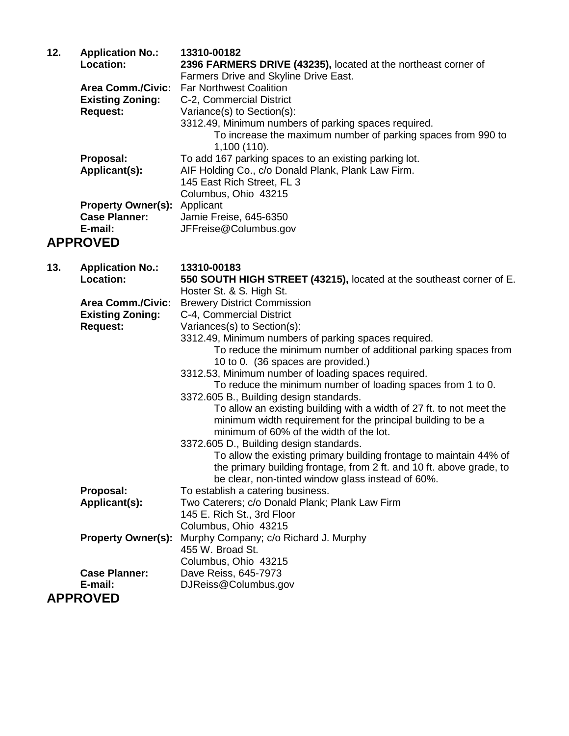**12. Application No.:** **13310-00182**

**Location:** **2396 FARMERS DRIVE (43235),** located at the northeast corner of Farmers Drive and Skyline Drive East.

**Area Comm./Civic:** Far Northwest Coalition

**Existing Zoning:** C-2, Commercial District

**Request:** Variance(s) to Section(s):

3312.49, Minimum numbers of parking spaces required.

To increase the maximum number of parking spaces from 990 to 1,100 (110).

**Proposal:** To add 167 parking spaces to an existing parking lot.

**Applicant(s):** AIF Holding Co., c/o Donald Plank, Plank Law Firm.
145 East Rich Street, FL 3
Columbus, Ohio 43215

**Property Owner(s):** Applicant

**Case Planner:** Jamie Freise, 645-6350

**E-mail:** JFFreise@Columbus.gov

## APPROVED

**13. Application No.:** **13310-00183**

**Location:** **550 SOUTH HIGH STREET (43215),** located at the southeast corner of E. Hoster St. & S. High St.

**Area Comm./Civic:** Brewery District Commission

**Existing Zoning:** C-4, Commercial District

**Request:** Variances(s) to Section(s):

3312.49, Minimum numbers of parking spaces required.

To reduce the minimum number of additional parking spaces from 10 to 0. (36 spaces are provided.)

3312.53, Minimum number of loading spaces required.

To reduce the minimum number of loading spaces from 1 to 0.

3372.605 B., Building design standards.

To allow an existing building with a width of 27 ft. to not meet the minimum width requirement for the principal building to be a minimum of 60% of the width of the lot.

3372.605 D., Building design standards.

To allow the existing primary building frontage to maintain 44% of the primary building frontage, from 2 ft. and 10 ft. above grade, to be clear, non-tinted window glass instead of 60%.

**Proposal:** To establish a catering business.

**Applicant(s):** Two Caterers; c/o Donald Plank; Plank Law Firm
145 E. Rich St., 3rd Floor
Columbus, Ohio 43215

**Property Owner(s):** Murphy Company; c/o Richard J. Murphy
455 W. Broad St.
Columbus, Ohio 43215

**Case Planner:** Dave Reiss, 645-7973

**E-mail:** DJReiss@Columbus.gov

## APPROVED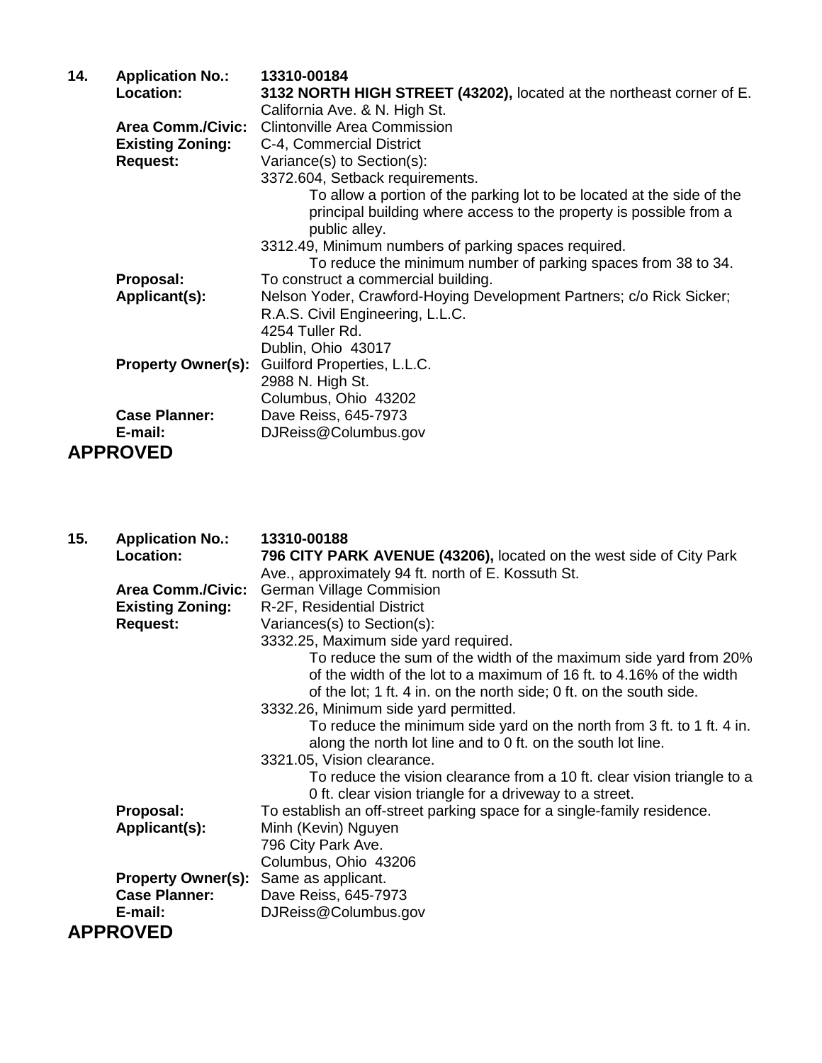**14. Application No.:** **13310-00184**

**Location:** **3132 NORTH HIGH STREET (43202),** located at the northeast corner of E. California Ave. & N. High St.

**Area Comm./Civic:** Clintonville Area Commission

**Existing Zoning:** C-4, Commercial District

**Request:** Variance(s) to Section(s):

3372.604, Setback requirements.

To allow a portion of the parking lot to be located at the side of the principal building where access to the property is possible from a public alley.

3312.49, Minimum numbers of parking spaces required.

To reduce the minimum number of parking spaces from 38 to 34.

**Proposal:** To construct a commercial building.

**Applicant(s):** Nelson Yoder, Crawford-Hoying Development Partners; c/o Rick Sicker; R.A.S. Civil Engineering, L.L.C.
4254 Tuller Rd.
Dublin, Ohio 43017

**Property Owner(s):** Guilford Properties, L.L.C.
2988 N. High St.
Columbus, Ohio 43202

**Case Planner:** Dave Reiss, 645-7973

**E-mail:** DJReiss@Columbus.gov

## APPROVED

**15. Application No.:** **13310-00188**

**Location:** **796 CITY PARK AVENUE (43206),** located on the west side of City Park Ave., approximately 94 ft. north of E. Kossuth St.

**Area Comm./Civic:** German Village Commision

**Existing Zoning:** R-2F, Residential District

**Request:** Variances(s) to Section(s):

3332.25, Maximum side yard required.

To reduce the sum of the width of the maximum side yard from 20% of the width of the lot to a maximum of 16 ft. to 4.16% of the width of the lot; 1 ft. 4 in. on the north side; 0 ft. on the south side.

3332.26, Minimum side yard permitted.

To reduce the minimum side yard on the north from 3 ft. to 1 ft. 4 in. along the north lot line and to 0 ft. on the south lot line.

3321.05, Vision clearance.

To reduce the vision clearance from a 10 ft. clear vision triangle to a 0 ft. clear vision triangle for a driveway to a street.

**Proposal:** To establish an off-street parking space for a single-family residence.

**Applicant(s):** Minh (Kevin) Nguyen
796 City Park Ave.
Columbus, Ohio 43206

**Property Owner(s):** Same as applicant.

**Case Planner:** Dave Reiss, 645-7973

**E-mail:** DJReiss@Columbus.gov

## APPROVED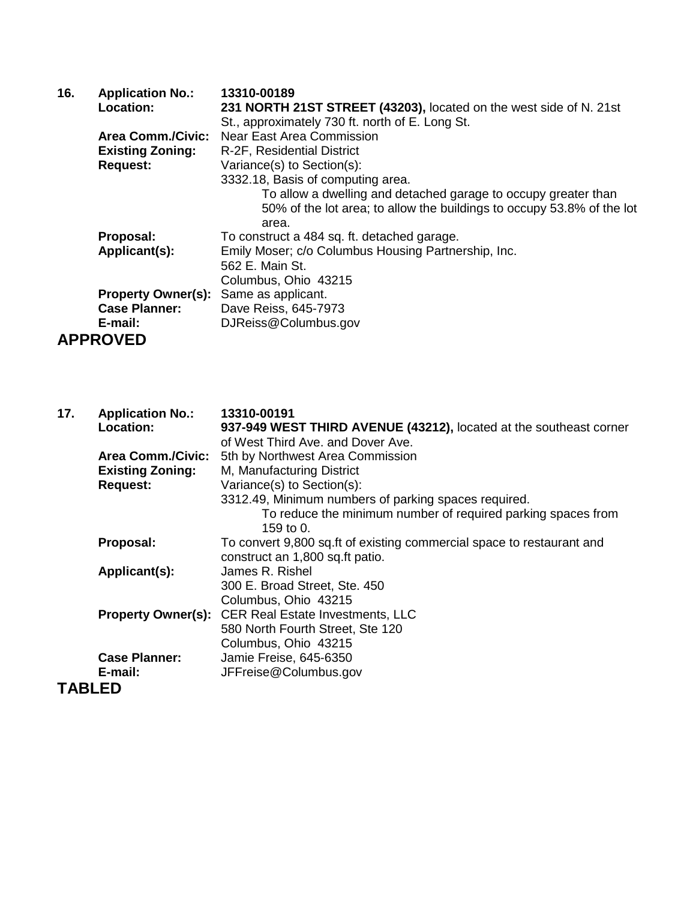**16. Application No.:** **13310-00189**

**Location:** **231 NORTH 21ST STREET (43203),** located on the west side of N. 21st St., approximately 730 ft. north of E. Long St.

**Area Comm./Civic:** Near East Area Commission

**Existing Zoning:** R-2F, Residential District

**Request:** Variance(s) to Section(s):

3332.18, Basis of computing area.

To allow a dwelling and detached garage to occupy greater than 50% of the lot area; to allow the buildings to occupy 53.8% of the lot area.

**Proposal:** To construct a 484 sq. ft. detached garage.

**Applicant(s):** Emily Moser; c/o Columbus Housing Partnership, Inc.
562 E. Main St.
Columbus, Ohio 43215

**Property Owner(s):** Same as applicant.

**Case Planner:** Dave Reiss, 645-7973

**E-mail:** DJReiss@Columbus.gov

## APPROVED

**17. Application No.:** **13310-00191**

**Location:** **937-949 WEST THIRD AVENUE (43212),** located at the southeast corner of West Third Ave. and Dover Ave.

**Area Comm./Civic:** 5th by Northwest Area Commission

**Existing Zoning:** M, Manufacturing District

**Request:** Variance(s) to Section(s):

3312.49, Minimum numbers of parking spaces required.

To reduce the minimum number of required parking spaces from 159 to 0.

**Proposal:** To convert 9,800 sq.ft of existing commercial space to restaurant and construct an 1,800 sq.ft patio.

**Applicant(s):** James R. Rishel
300 E. Broad Street, Ste. 450
Columbus, Ohio 43215

**Property Owner(s):** CER Real Estate Investments, LLC
580 North Fourth Street, Ste 120
Columbus, Ohio 43215

**Case Planner:** Jamie Freise, 645-6350

**E-mail:** JFFreise@Columbus.gov

## TABLED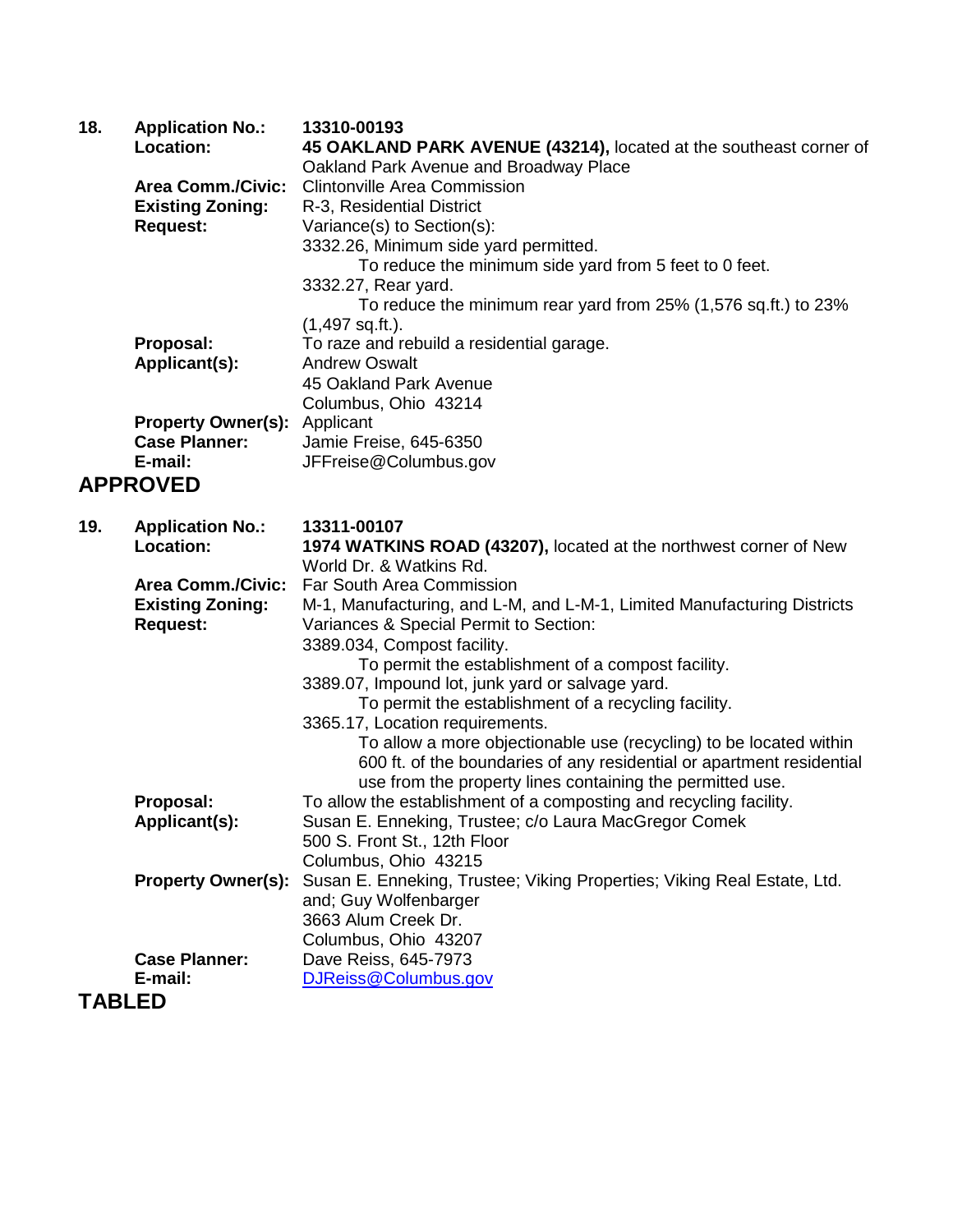**18.** **Application No.:** **13310-00193**

**Location:** **45 OAKLAND PARK AVENUE (43214),** located at the southeast corner of Oakland Park Avenue and Broadway Place

**Area Comm./Civic:** Clintonville Area Commission

**Existing Zoning:** R-3, Residential District

**Request:** Variance(s) to Section(s):

3332.26, Minimum side yard permitted.
 To reduce the minimum side yard from 5 feet to 0 feet.

3332.27, Rear yard.
 To reduce the minimum rear yard from 25% (1,576 sq.ft.) to 23% (1,497 sq.ft.).

**Proposal:** To raze and rebuild a residential garage.

**Applicant(s):** Andrew Oswalt
45 Oakland Park Avenue
Columbus, Ohio 43214

**Property Owner(s):** Applicant

**Case Planner:** Jamie Freise, 645-6350

**E-mail:** JFFreise@Columbus.gov

**APPROVED**

**19.** **Application No.:** **13311-00107**

**Location:** **1974 WATKINS ROAD (43207),** located at the northwest corner of New World Dr. & Watkins Rd.

**Area Comm./Civic:** Far South Area Commission

**Existing Zoning:** M-1, Manufacturing, and L-M, and L-M-1, Limited Manufacturing Districts

**Request:** Variances & Special Permit to Section:

3389.034, Compost facility.
 To permit the establishment of a compost facility.

3389.07, Impound lot, junk yard or salvage yard.
 To permit the establishment of a recycling facility.

3365.17, Location requirements.
 To allow a more objectionable use (recycling) to be located within 600 ft. of the boundaries of any residential or apartment residential use from the property lines containing the permitted use.

**Proposal:** To allow the establishment of a composting and recycling facility.

**Applicant(s):** Susan E. Enneking, Trustee; c/o Laura MacGregor Comek
500 S. Front St., 12th Floor
Columbus, Ohio 43215

**Property Owner(s):** Susan E. Enneking, Trustee; Viking Properties; Viking Real Estate, Ltd. and; Guy Wolfenbarger
3663 Alum Creek Dr.
Columbus, Ohio 43207

**Case Planner:** Dave Reiss, 645-7973

**E-mail:** DJReiss@Columbus.gov

**TABLED**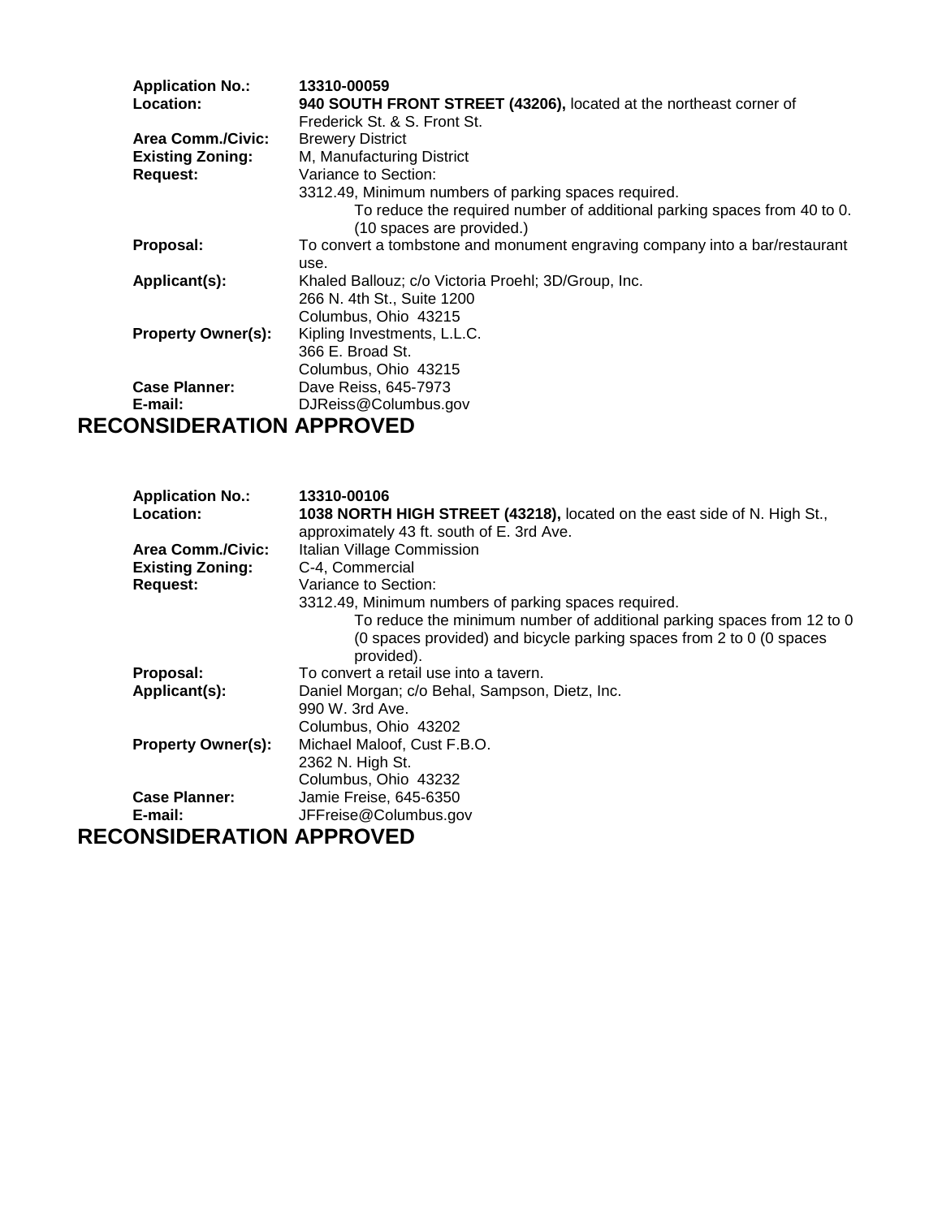**Application No.:** **13310-00059**

**Location:** **940 SOUTH FRONT STREET (43206),** located at the northeast corner of Frederick St. & S. Front St.

**Area Comm./Civic:** Brewery District

**Existing Zoning:** M, Manufacturing District

**Request:** Variance to Section:
3312.49, Minimum numbers of parking spaces required.
To reduce the required number of additional parking spaces from 40 to 0. (10 spaces are provided.)

**Proposal:** To convert a tombstone and monument engraving company into a bar/restaurant use.

**Applicant(s):** Khaled Ballouz; c/o Victoria Proehl; 3D/Group, Inc.
266 N. 4th St., Suite 1200
Columbus, Ohio 43215

**Property Owner(s):** Kipling Investments, L.L.C.
366 E. Broad St.
Columbus, Ohio 43215

**Case Planner:** Dave Reiss, 645-7973

**E-mail:** DJReiss@Columbus.gov

## RECONSIDERATION APPROVED

**Application No.:** **13310-00106**

**Location:** **1038 NORTH HIGH STREET (43218),** located on the east side of N. High St., approximately 43 ft. south of E. 3rd Ave.

**Area Comm./Civic:** Italian Village Commission

**Existing Zoning:** C-4, Commercial

**Request:** Variance to Section:
3312.49, Minimum numbers of parking spaces required.
To reduce the minimum number of additional parking spaces from 12 to 0 (0 spaces provided) and bicycle parking spaces from 2 to 0 (0 spaces provided).

**Proposal:** To convert a retail use into a tavern.

**Applicant(s):** Daniel Morgan; c/o Behal, Sampson, Dietz, Inc.
990 W. 3rd Ave.
Columbus, Ohio 43202

**Property Owner(s):** Michael Maloof, Cust F.B.O.
2362 N. High St.
Columbus, Ohio 43232

**Case Planner:** Jamie Freise, 645-6350

**E-mail:** JFFreise@Columbus.gov

## RECONSIDERATION APPROVED